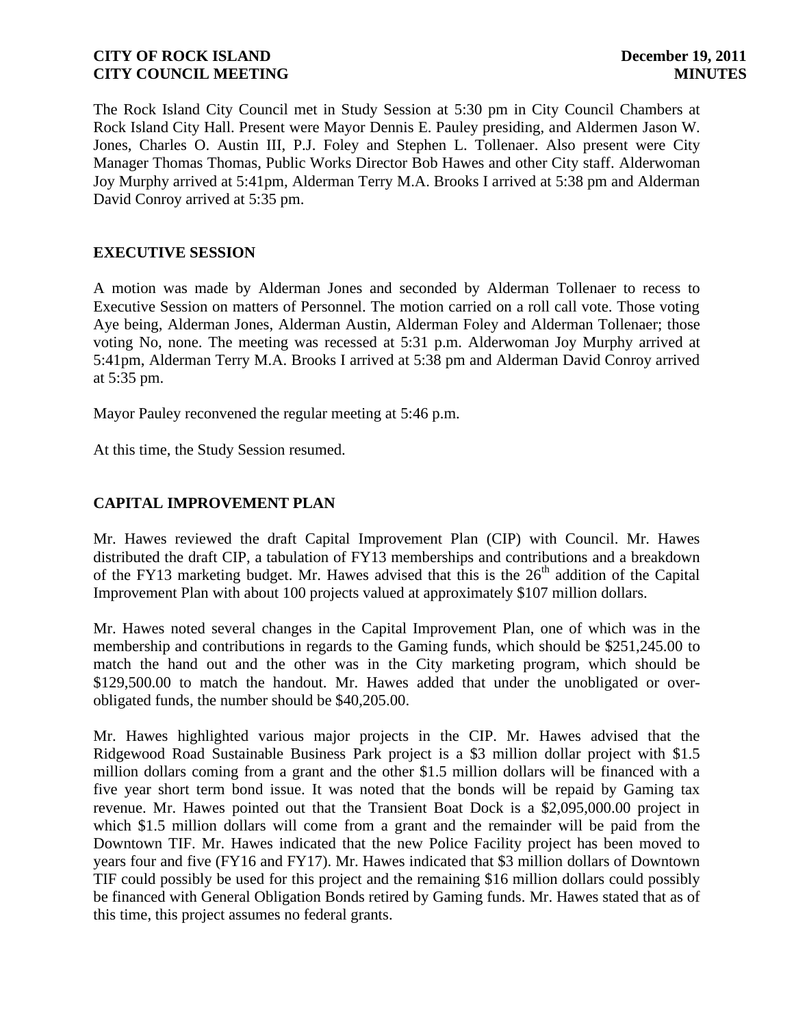The Rock Island City Council met in Study Session at 5:30 pm in City Council Chambers at Rock Island City Hall. Present were Mayor Dennis E. Pauley presiding, and Aldermen Jason W. Jones, Charles O. Austin III, P.J. Foley and Stephen L. Tollenaer. Also present were City Manager Thomas Thomas, Public Works Director Bob Hawes and other City staff. Alderwoman Joy Murphy arrived at 5:41pm, Alderman Terry M.A. Brooks I arrived at 5:38 pm and Alderman David Conroy arrived at 5:35 pm.

## EXECUTIVE SESSION

A motion was made by Alderman Jones and seconded by Alderman Tollenaer to recess to Executive Session on matters of Personnel. The motion carried on a roll call vote. Those voting Aye being, Alderman Jones, Alderman Austin, Alderman Foley and Alderman Tollenaer; those voting No, none. The meeting was recessed at 5:31 p.m. Alderwoman Joy Murphy arrived at 5:41pm, Alderman Terry M.A. Brooks I arrived at 5:38 pm and Alderman David Conroy arrived at 5:35 pm.

Mayor Pauley reconvened the regular meeting at 5:46 p.m.

At this time, the Study Session resumed.

## CAPITAL IMPROVEMENT PLAN

Mr. Hawes reviewed the draft Capital Improvement Plan (CIP) with Council. Mr. Hawes distributed the draft CIP, a tabulation of FY13 memberships and contributions and a breakdown of the FY13 marketing budget. Mr. Hawes advised that this is the 26th addition of the Capital Improvement Plan with about 100 projects valued at approximately $107 million dollars.

Mr. Hawes noted several changes in the Capital Improvement Plan, one of which was in the membership and contributions in regards to the Gaming funds, which should be $251,245.00 to match the hand out and the other was in the City marketing program, which should be $129,500.00 to match the handout. Mr. Hawes added that under the unobligated or over-obligated funds, the number should be $40,205.00.

Mr. Hawes highlighted various major projects in the CIP. Mr. Hawes advised that the Ridgewood Road Sustainable Business Park project is a $3 million dollar project with $1.5 million dollars coming from a grant and the other $1.5 million dollars will be financed with a five year short term bond issue. It was noted that the bonds will be repaid by Gaming tax revenue. Mr. Hawes pointed out that the Transient Boat Dock is a $2,095,000.00 project in which $1.5 million dollars will come from a grant and the remainder will be paid from the Downtown TIF. Mr. Hawes indicated that the new Police Facility project has been moved to years four and five (FY16 and FY17). Mr. Hawes indicated that $3 million dollars of Downtown TIF could possibly be used for this project and the remaining $16 million dollars could possibly be financed with General Obligation Bonds retired by Gaming funds. Mr. Hawes stated that as of this time, this project assumes no federal grants.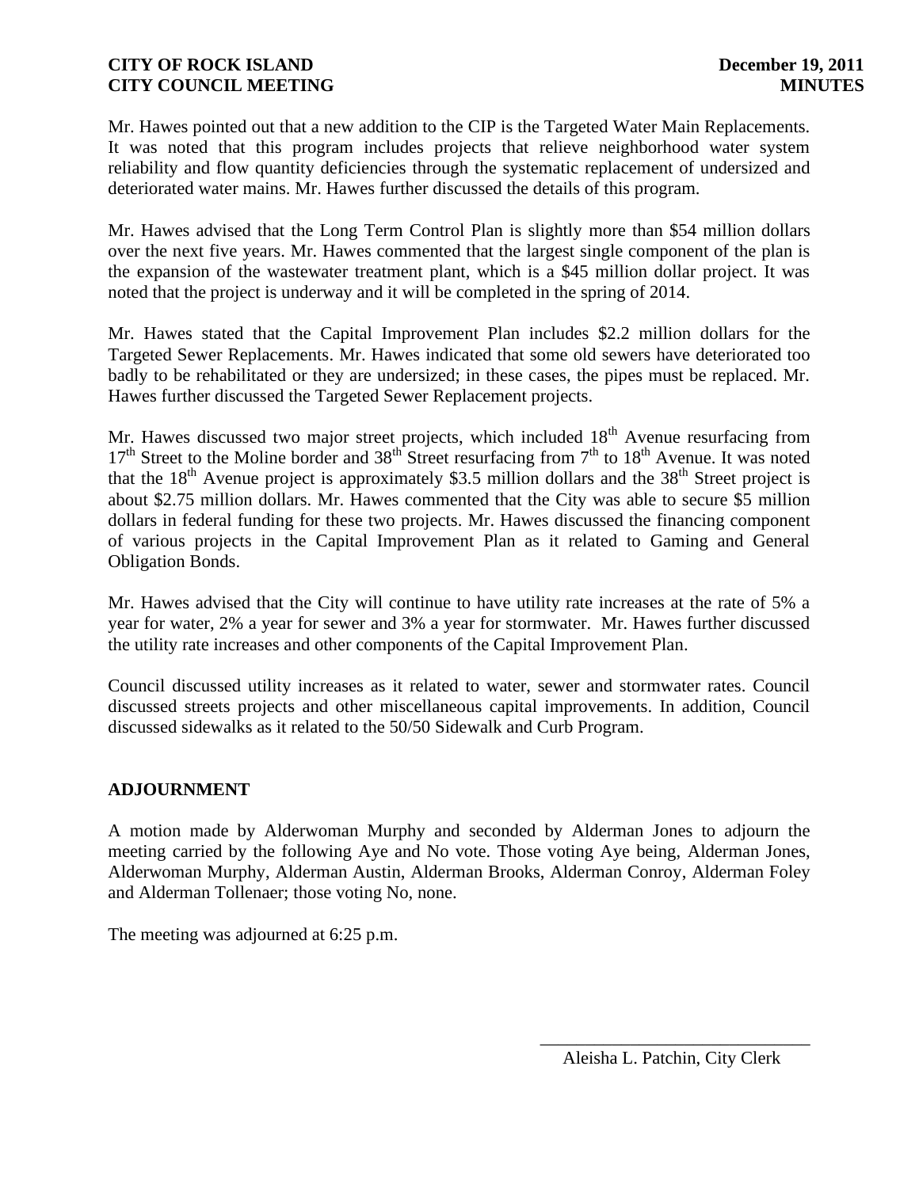Mr. Hawes pointed out that a new addition to the CIP is the Targeted Water Main Replacements. It was noted that this program includes projects that relieve neighborhood water system reliability and flow quantity deficiencies through the systematic replacement of undersized and deteriorated water mains. Mr. Hawes further discussed the details of this program.

Mr. Hawes advised that the Long Term Control Plan is slightly more than $54 million dollars over the next five years. Mr. Hawes commented that the largest single component of the plan is the expansion of the wastewater treatment plant, which is a $45 million dollar project. It was noted that the project is underway and it will be completed in the spring of 2014.

Mr. Hawes stated that the Capital Improvement Plan includes $2.2 million dollars for the Targeted Sewer Replacements. Mr. Hawes indicated that some old sewers have deteriorated too badly to be rehabilitated or they are undersized; in these cases, the pipes must be replaced. Mr. Hawes further discussed the Targeted Sewer Replacement projects.

Mr. Hawes discussed two major street projects, which included 18th Avenue resurfacing from 17th Street to the Moline border and 38th Street resurfacing from 7th to 18th Avenue. It was noted that the 18th Avenue project is approximately $3.5 million dollars and the 38th Street project is about $2.75 million dollars. Mr. Hawes commented that the City was able to secure $5 million dollars in federal funding for these two projects. Mr. Hawes discussed the financing component of various projects in the Capital Improvement Plan as it related to Gaming and General Obligation Bonds.

Mr. Hawes advised that the City will continue to have utility rate increases at the rate of 5% a year for water, 2% a year for sewer and 3% a year for stormwater. Mr. Hawes further discussed the utility rate increases and other components of the Capital Improvement Plan.

Council discussed utility increases as it related to water, sewer and stormwater rates. Council discussed streets projects and other miscellaneous capital improvements. In addition, Council discussed sidewalks as it related to the 50/50 Sidewalk and Curb Program.

## ADJOURNMENT

A motion made by Alderwoman Murphy and seconded by Alderman Jones to adjourn the meeting carried by the following Aye and No vote. Those voting Aye being, Alderman Jones, Alderwoman Murphy, Alderman Austin, Alderman Brooks, Alderman Conroy, Alderman Foley and Alderman Tollenaer; those voting No, none.

The meeting was adjourned at 6:25 p.m.

\_\_\_\_\_\_\_\_\_\_\_\_\_\_\_\_\_\_\_\_\_\_\_\_\_\_\_\_\_\_\_\_

Aleisha L. Patchin, City Clerk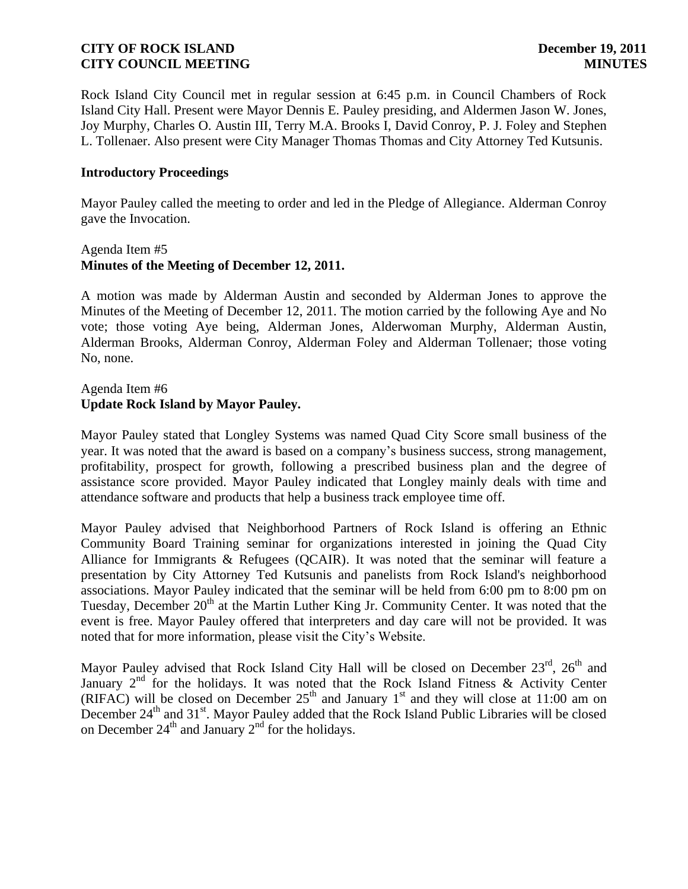Rock Island City Council met in regular session at 6:45 p.m. in Council Chambers of Rock Island City Hall. Present were Mayor Dennis E. Pauley presiding, and Aldermen Jason W. Jones, Joy Murphy, Charles O. Austin III, Terry M.A. Brooks I, David Conroy, P. J. Foley and Stephen L. Tollenaer. Also present were City Manager Thomas Thomas and City Attorney Ted Kutsunis.

**Introductory Proceedings**

Mayor Pauley called the meeting to order and led in the Pledge of Allegiance. Alderman Conroy gave the Invocation.

Agenda Item #5
**Minutes of the Meeting of December 12, 2011.**

A motion was made by Alderman Austin and seconded by Alderman Jones to approve the Minutes of the Meeting of December 12, 2011. The motion carried by the following Aye and No vote; those voting Aye being, Alderman Jones, Alderwoman Murphy, Alderman Austin, Alderman Brooks, Alderman Conroy, Alderman Foley and Alderman Tollenaer; those voting No, none.

Agenda Item #6
**Update Rock Island by Mayor Pauley.**

Mayor Pauley stated that Longley Systems was named Quad City Score small business of the year. It was noted that the award is based on a company's business success, strong management, profitability, prospect for growth, following a prescribed business plan and the degree of assistance score provided. Mayor Pauley indicated that Longley mainly deals with time and attendance software and products that help a business track employee time off.

Mayor Pauley advised that Neighborhood Partners of Rock Island is offering an Ethnic Community Board Training seminar for organizations interested in joining the Quad City Alliance for Immigrants & Refugees (QCAIR). It was noted that the seminar will feature a presentation by City Attorney Ted Kutsunis and panelists from Rock Island's neighborhood associations. Mayor Pauley indicated that the seminar will be held from 6:00 pm to 8:00 pm on Tuesday, December 20th at the Martin Luther King Jr. Community Center. It was noted that the event is free. Mayor Pauley offered that interpreters and day care will not be provided. It was noted that for more information, please visit the City's Website.

Mayor Pauley advised that Rock Island City Hall will be closed on December 23rd, 26th and January 2nd for the holidays. It was noted that the Rock Island Fitness & Activity Center (RIFAC) will be closed on December 25th and January 1st and they will close at 11:00 am on December 24th and 31st. Mayor Pauley added that the Rock Island Public Libraries will be closed on December 24th and January 2nd for the holidays.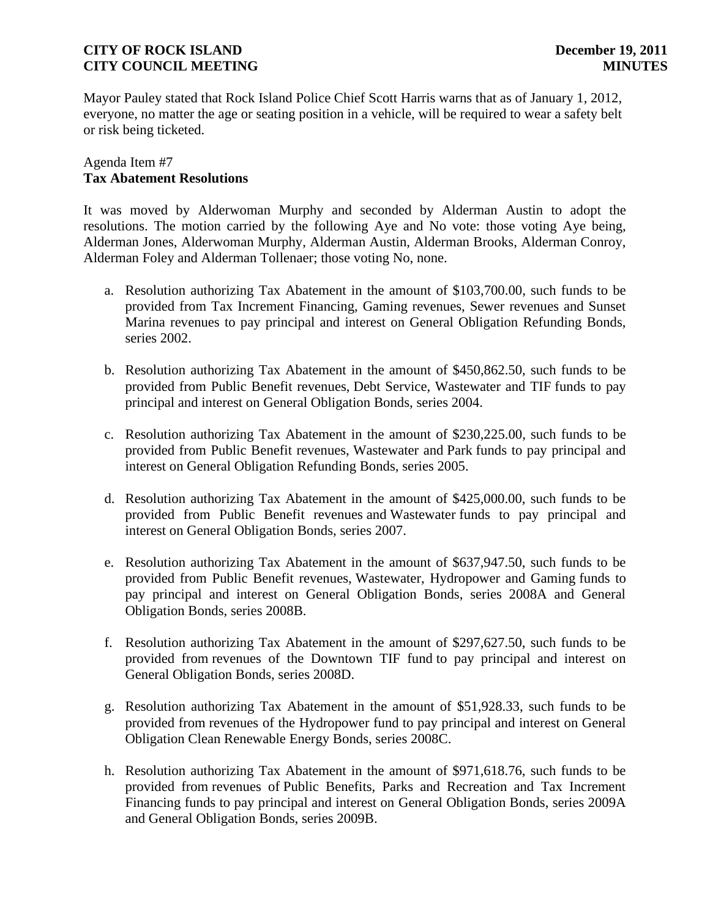Mayor Pauley stated that Rock Island Police Chief Scott Harris warns that as of January 1, 2012, everyone, no matter the age or seating position in a vehicle, will be required to wear a safety belt or risk being ticketed.

Agenda Item #7
**Tax Abatement Resolutions**

It was moved by Alderwoman Murphy and seconded by Alderman Austin to adopt the resolutions. The motion carried by the following Aye and No vote: those voting Aye being, Alderman Jones, Alderwoman Murphy, Alderman Austin, Alderman Brooks, Alderman Conroy, Alderman Foley and Alderman Tollenaer; those voting No, none.

a. Resolution authorizing Tax Abatement in the amount of $103,700.00, such funds to be provided from Tax Increment Financing, Gaming revenues, Sewer revenues and Sunset Marina revenues to pay principal and interest on General Obligation Refunding Bonds, series 2002.

b. Resolution authorizing Tax Abatement in the amount of $450,862.50, such funds to be provided from Public Benefit revenues, Debt Service, Wastewater and TIF funds to pay principal and interest on General Obligation Bonds, series 2004.

c. Resolution authorizing Tax Abatement in the amount of $230,225.00, such funds to be provided from Public Benefit revenues, Wastewater and Park funds to pay principal and interest on General Obligation Refunding Bonds, series 2005.

d. Resolution authorizing Tax Abatement in the amount of $425,000.00, such funds to be provided from Public Benefit revenues and Wastewater funds to pay principal and interest on General Obligation Bonds, series 2007.

e. Resolution authorizing Tax Abatement in the amount of $637,947.50, such funds to be provided from Public Benefit revenues, Wastewater, Hydropower and Gaming funds to pay principal and interest on General Obligation Bonds, series 2008A and General Obligation Bonds, series 2008B.

f. Resolution authorizing Tax Abatement in the amount of $297,627.50, such funds to be provided from revenues of the Downtown TIF fund to pay principal and interest on General Obligation Bonds, series 2008D.

g. Resolution authorizing Tax Abatement in the amount of $51,928.33, such funds to be provided from revenues of the Hydropower fund to pay principal and interest on General Obligation Clean Renewable Energy Bonds, series 2008C.

h. Resolution authorizing Tax Abatement in the amount of $971,618.76, such funds to be provided from revenues of Public Benefits, Parks and Recreation and Tax Increment Financing funds to pay principal and interest on General Obligation Bonds, series 2009A and General Obligation Bonds, series 2009B.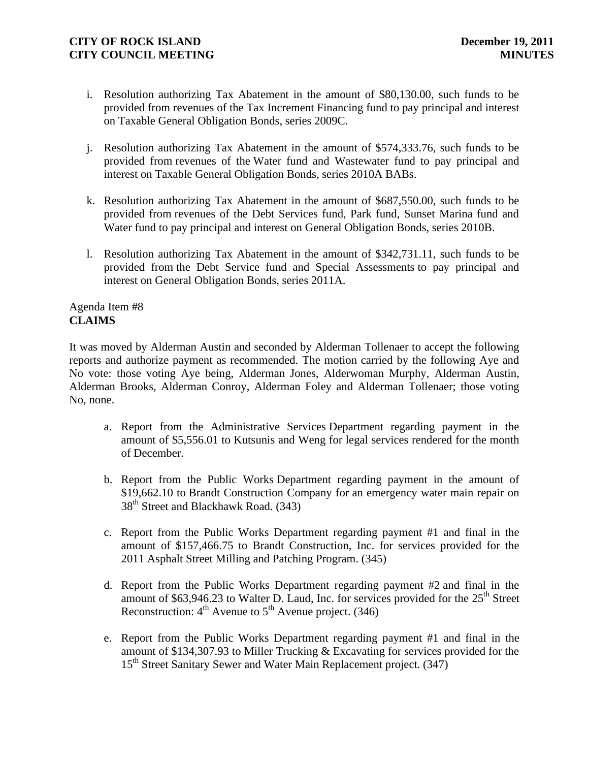i. Resolution authorizing Tax Abatement in the amount of $80,130.00, such funds to be provided from revenues of the Tax Increment Financing fund to pay principal and interest on Taxable General Obligation Bonds, series 2009C.

j. Resolution authorizing Tax Abatement in the amount of $574,333.76, such funds to be provided from revenues of the Water fund and Wastewater fund to pay principal and interest on Taxable General Obligation Bonds, series 2010A BABs.

k. Resolution authorizing Tax Abatement in the amount of $687,550.00, such funds to be provided from revenues of the Debt Services fund, Park fund, Sunset Marina fund and Water fund to pay principal and interest on General Obligation Bonds, series 2010B.

l. Resolution authorizing Tax Abatement in the amount of $342,731.11, such funds to be provided from the Debt Service fund and Special Assessments to pay principal and interest on General Obligation Bonds, series 2011A.

Agenda Item #8
**CLAIMS**

It was moved by Alderman Austin and seconded by Alderman Tollenaer to accept the following reports and authorize payment as recommended. The motion carried by the following Aye and No vote: those voting Aye being, Alderman Jones, Alderwoman Murphy, Alderman Austin, Alderman Brooks, Alderman Conroy, Alderman Foley and Alderman Tollenaer; those voting No, none.

a. Report from the Administrative Services Department regarding payment in the amount of $5,556.01 to Kutsunis and Weng for legal services rendered for the month of December.

b. Report from the Public Works Department regarding payment in the amount of $19,662.10 to Brandt Construction Company for an emergency water main repair on 38th Street and Blackhawk Road. (343)

c. Report from the Public Works Department regarding payment #1 and final in the amount of $157,466.75 to Brandt Construction, Inc. for services provided for the 2011 Asphalt Street Milling and Patching Program. (345)

d. Report from the Public Works Department regarding payment #2 and final in the amount of $63,946.23 to Walter D. Laud, Inc. for services provided for the 25th Street Reconstruction: 4th Avenue to 5th Avenue project. (346)

e. Report from the Public Works Department regarding payment #1 and final in the amount of $134,307.93 to Miller Trucking & Excavating for services provided for the 15th Street Sanitary Sewer and Water Main Replacement project. (347)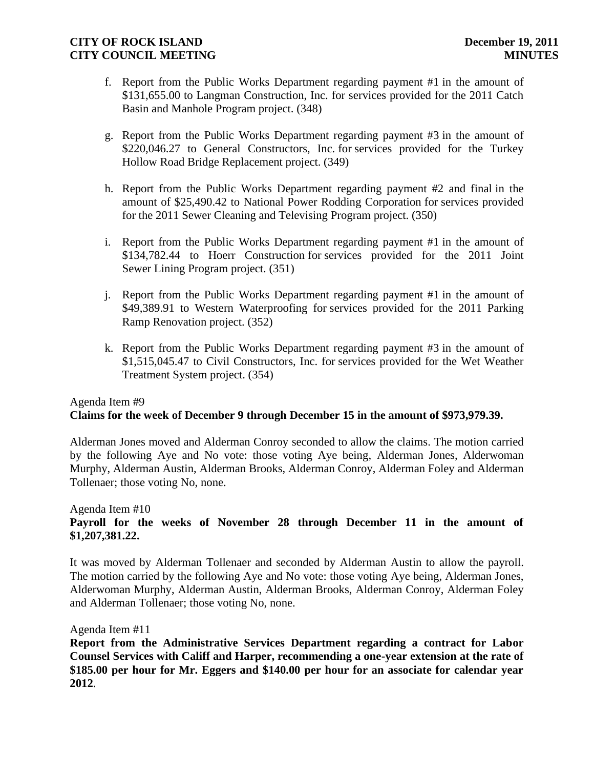f. Report from the Public Works Department regarding payment #1 in the amount of $131,655.00 to Langman Construction, Inc. for services provided for the 2011 Catch Basin and Manhole Program project. (348)

g. Report from the Public Works Department regarding payment #3 in the amount of $220,046.27 to General Constructors, Inc. for services provided for the Turkey Hollow Road Bridge Replacement project. (349)

h. Report from the Public Works Department regarding payment #2 and final in the amount of $25,490.42 to National Power Rodding Corporation for services provided for the 2011 Sewer Cleaning and Televising Program project. (350)

i. Report from the Public Works Department regarding payment #1 in the amount of $134,782.44 to Hoerr Construction for services provided for the 2011 Joint Sewer Lining Program project. (351)

j. Report from the Public Works Department regarding payment #1 in the amount of $49,389.91 to Western Waterproofing for services provided for the 2011 Parking Ramp Renovation project. (352)

k. Report from the Public Works Department regarding payment #3 in the amount of $1,515,045.47 to Civil Constructors, Inc. for services provided for the Wet Weather Treatment System project. (354)

Agenda Item #9
**Claims for the week of December 9 through December 15 in the amount of $973,979.39.**

Alderman Jones moved and Alderman Conroy seconded to allow the claims. The motion carried by the following Aye and No vote: those voting Aye being, Alderman Jones, Alderwoman Murphy, Alderman Austin, Alderman Brooks, Alderman Conroy, Alderman Foley and Alderman Tollenaer; those voting No, none.

Agenda Item #10
**Payroll for the weeks of November 28 through December 11 in the amount of $1,207,381.22.**

It was moved by Alderman Tollenaer and seconded by Alderman Austin to allow the payroll. The motion carried by the following Aye and No vote: those voting Aye being, Alderman Jones, Alderwoman Murphy, Alderman Austin, Alderman Brooks, Alderman Conroy, Alderman Foley and Alderman Tollenaer; those voting No, none.

Agenda Item #11
**Report from the Administrative Services Department regarding a contract for Labor Counsel Services with Califf and Harper, recommending a one-year extension at the rate of $185.00 per hour for Mr. Eggers and $140.00 per hour for an associate for calendar year 2012**.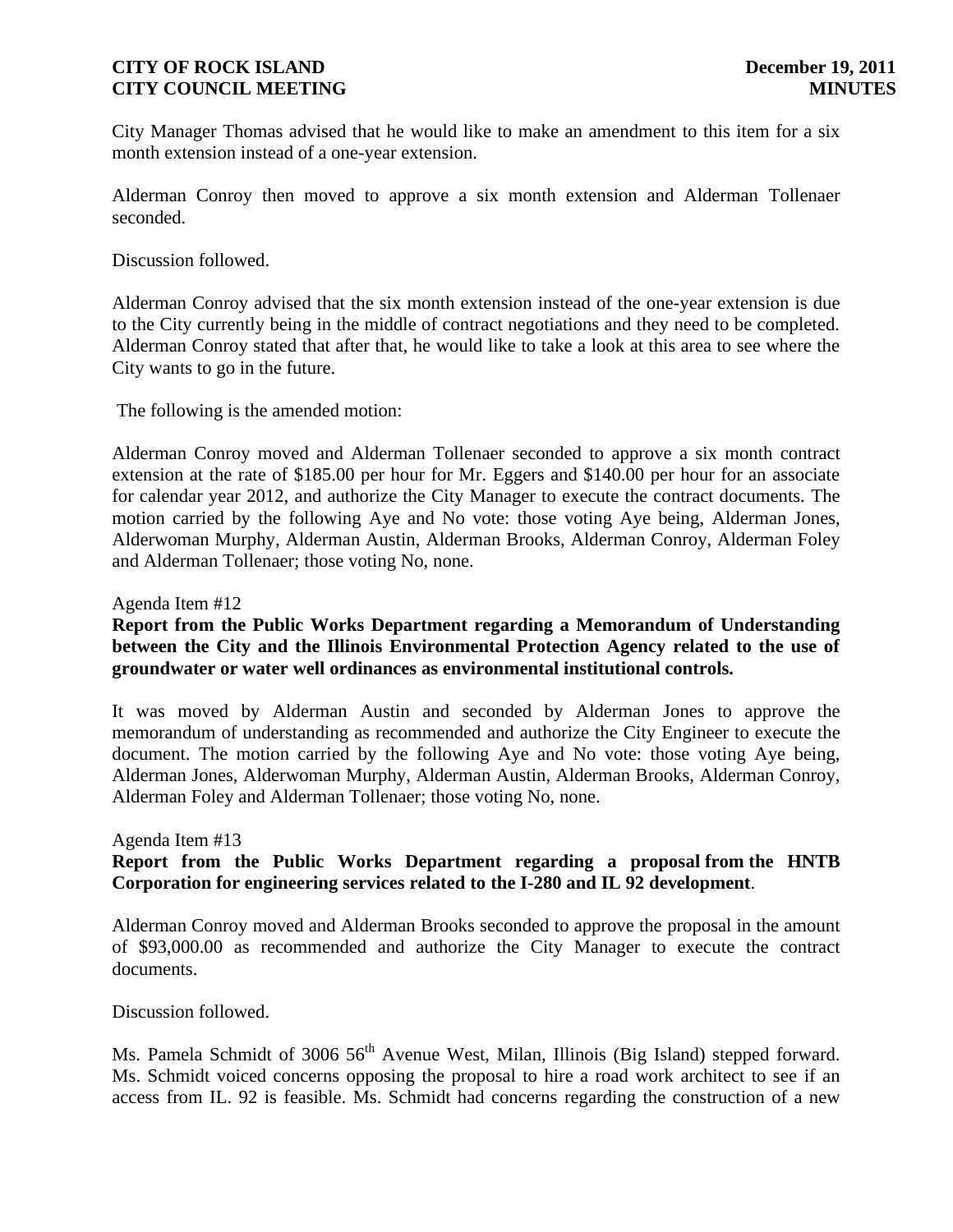City Manager Thomas advised that he would like to make an amendment to this item for a six month extension instead of a one-year extension.

Alderman Conroy then moved to approve a six month extension and Alderman Tollenaer seconded.

Discussion followed.

Alderman Conroy advised that the six month extension instead of the one-year extension is due to the City currently being in the middle of contract negotiations and they need to be completed. Alderman Conroy stated that after that, he would like to take a look at this area to see where the City wants to go in the future.

The following is the amended motion:

Alderman Conroy moved and Alderman Tollenaer seconded to approve a six month contract extension at the rate of $185.00 per hour for Mr. Eggers and $140.00 per hour for an associate for calendar year 2012, and authorize the City Manager to execute the contract documents. The motion carried by the following Aye and No vote: those voting Aye being, Alderman Jones, Alderwoman Murphy, Alderman Austin, Alderman Brooks, Alderman Conroy, Alderman Foley and Alderman Tollenaer; those voting No, none.

Agenda Item #12

**Report from the Public Works Department regarding a Memorandum of Understanding between the City and the Illinois Environmental Protection Agency related to the use of groundwater or water well ordinances as environmental institutional controls.**

It was moved by Alderman Austin and seconded by Alderman Jones to approve the memorandum of understanding as recommended and authorize the City Engineer to execute the document. The motion carried by the following Aye and No vote: those voting Aye being, Alderman Jones, Alderwoman Murphy, Alderman Austin, Alderman Brooks, Alderman Conroy, Alderman Foley and Alderman Tollenaer; those voting No, none.

Agenda Item #13

**Report from the Public Works Department regarding a proposal from the HNTB Corporation for engineering services related to the I-280 and IL 92 development**.

Alderman Conroy moved and Alderman Brooks seconded to approve the proposal in the amount of $93,000.00 as recommended and authorize the City Manager to execute the contract documents.

Discussion followed.

Ms. Pamela Schmidt of 3006 56th Avenue West, Milan, Illinois (Big Island) stepped forward. Ms. Schmidt voiced concerns opposing the proposal to hire a road work architect to see if an access from IL. 92 is feasible. Ms. Schmidt had concerns regarding the construction of a new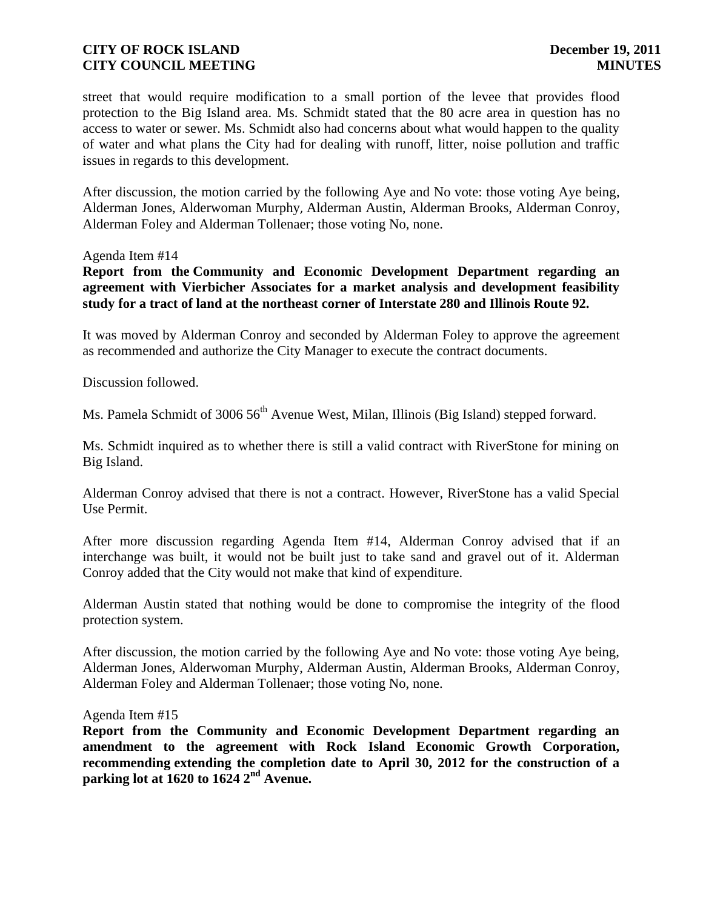street that would require modification to a small portion of the levee that provides flood protection to the Big Island area. Ms. Schmidt stated that the 80 acre area in question has no access to water or sewer. Ms. Schmidt also had concerns about what would happen to the quality of water and what plans the City had for dealing with runoff, litter, noise pollution and traffic issues in regards to this development.

After discussion, the motion carried by the following Aye and No vote: those voting Aye being, Alderman Jones, Alderwoman Murphy, Alderman Austin, Alderman Brooks, Alderman Conroy, Alderman Foley and Alderman Tollenaer; those voting No, none.

Agenda Item #14

**Report from the Community and Economic Development Department regarding an agreement with Vierbicher Associates for a market analysis and development feasibility study for a tract of land at the northeast corner of Interstate 280 and Illinois Route 92.**

It was moved by Alderman Conroy and seconded by Alderman Foley to approve the agreement as recommended and authorize the City Manager to execute the contract documents.

Discussion followed.

Ms. Pamela Schmidt of 3006 56th Avenue West, Milan, Illinois (Big Island) stepped forward.

Ms. Schmidt inquired as to whether there is still a valid contract with RiverStone for mining on Big Island.

Alderman Conroy advised that there is not a contract. However, RiverStone has a valid Special Use Permit.

After more discussion regarding Agenda Item #14, Alderman Conroy advised that if an interchange was built, it would not be built just to take sand and gravel out of it. Alderman Conroy added that the City would not make that kind of expenditure.

Alderman Austin stated that nothing would be done to compromise the integrity of the flood protection system.

After discussion, the motion carried by the following Aye and No vote: those voting Aye being, Alderman Jones, Alderwoman Murphy, Alderman Austin, Alderman Brooks, Alderman Conroy, Alderman Foley and Alderman Tollenaer; those voting No, none.

Agenda Item #15

**Report from the Community and Economic Development Department regarding an amendment to the agreement with Rock Island Economic Growth Corporation, recommending extending the completion date to April 30, 2012 for the construction of a parking lot at 1620 to 1624 2nd Avenue.**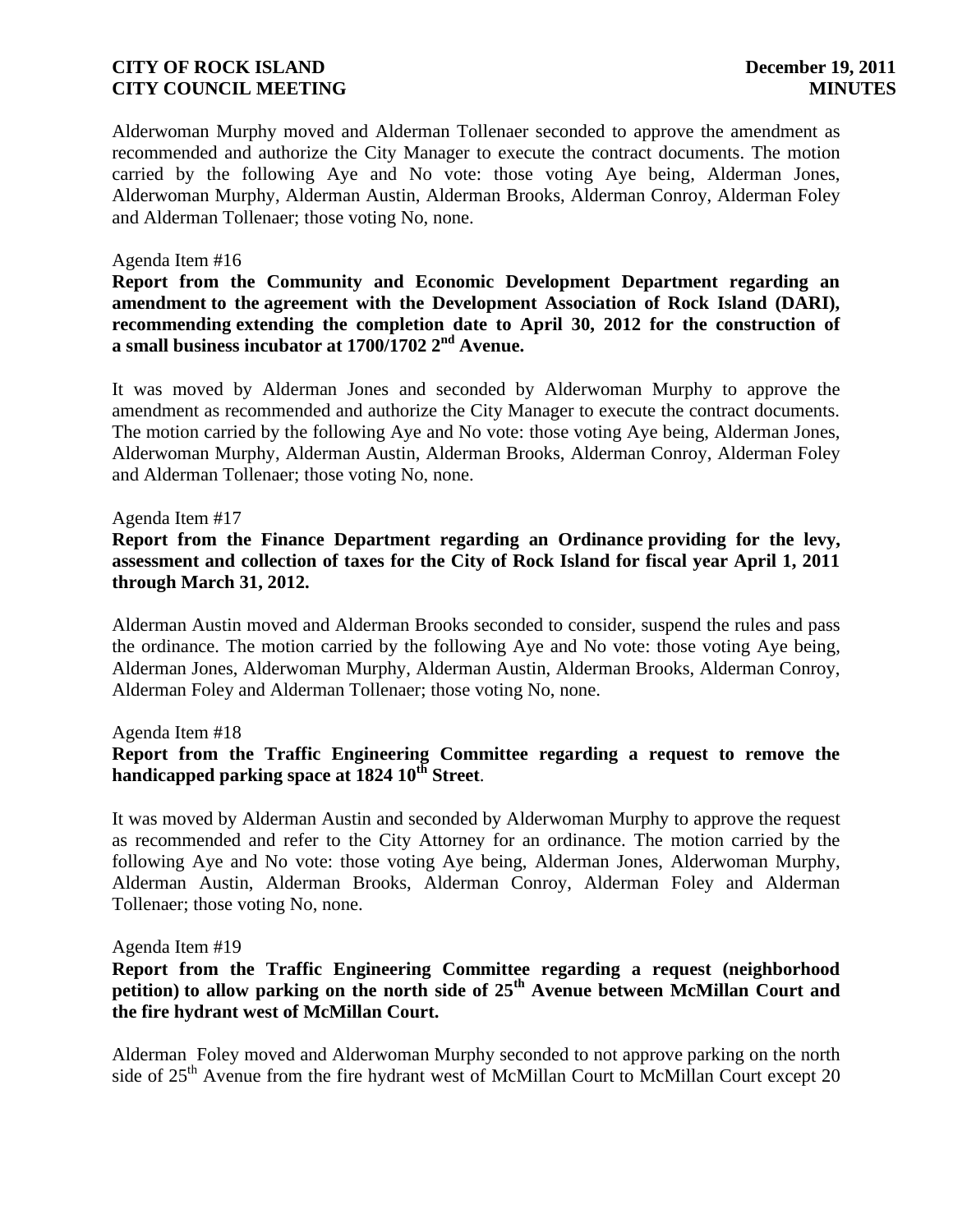Alderwoman Murphy moved and Alderman Tollenaer seconded to approve the amendment as recommended and authorize the City Manager to execute the contract documents. The motion carried by the following Aye and No vote: those voting Aye being, Alderman Jones, Alderwoman Murphy, Alderman Austin, Alderman Brooks, Alderman Conroy, Alderman Foley and Alderman Tollenaer; those voting No, none.

Agenda Item #16

**Report from the Community and Economic Development Department regarding an amendment to the agreement with the Development Association of Rock Island (DARI), recommending extending the completion date to April 30, 2012 for the construction of a small business incubator at 1700/1702 2nd Avenue.**

It was moved by Alderman Jones and seconded by Alderwoman Murphy to approve the amendment as recommended and authorize the City Manager to execute the contract documents. The motion carried by the following Aye and No vote: those voting Aye being, Alderman Jones, Alderwoman Murphy, Alderman Austin, Alderman Brooks, Alderman Conroy, Alderman Foley and Alderman Tollenaer; those voting No, none.

Agenda Item #17

**Report from the Finance Department regarding an Ordinance providing for the levy, assessment and collection of taxes for the City of Rock Island for fiscal year April 1, 2011 through March 31, 2012.**

Alderman Austin moved and Alderman Brooks seconded to consider, suspend the rules and pass the ordinance. The motion carried by the following Aye and No vote: those voting Aye being, Alderman Jones, Alderwoman Murphy, Alderman Austin, Alderman Brooks, Alderman Conroy, Alderman Foley and Alderman Tollenaer; those voting No, none.

Agenda Item #18

**Report from the Traffic Engineering Committee regarding a request to remove the handicapped parking space at 1824 10th Street**.

It was moved by Alderman Austin and seconded by Alderwoman Murphy to approve the request as recommended and refer to the City Attorney for an ordinance. The motion carried by the following Aye and No vote: those voting Aye being, Alderman Jones, Alderwoman Murphy, Alderman Austin, Alderman Brooks, Alderman Conroy, Alderman Foley and Alderman Tollenaer; those voting No, none.

Agenda Item #19

**Report from the Traffic Engineering Committee regarding a request (neighborhood petition) to allow parking on the north side of 25th Avenue between McMillan Court and the fire hydrant west of McMillan Court.**

Alderman Foley moved and Alderwoman Murphy seconded to not approve parking on the north side of 25th Avenue from the fire hydrant west of McMillan Court to McMillan Court except 20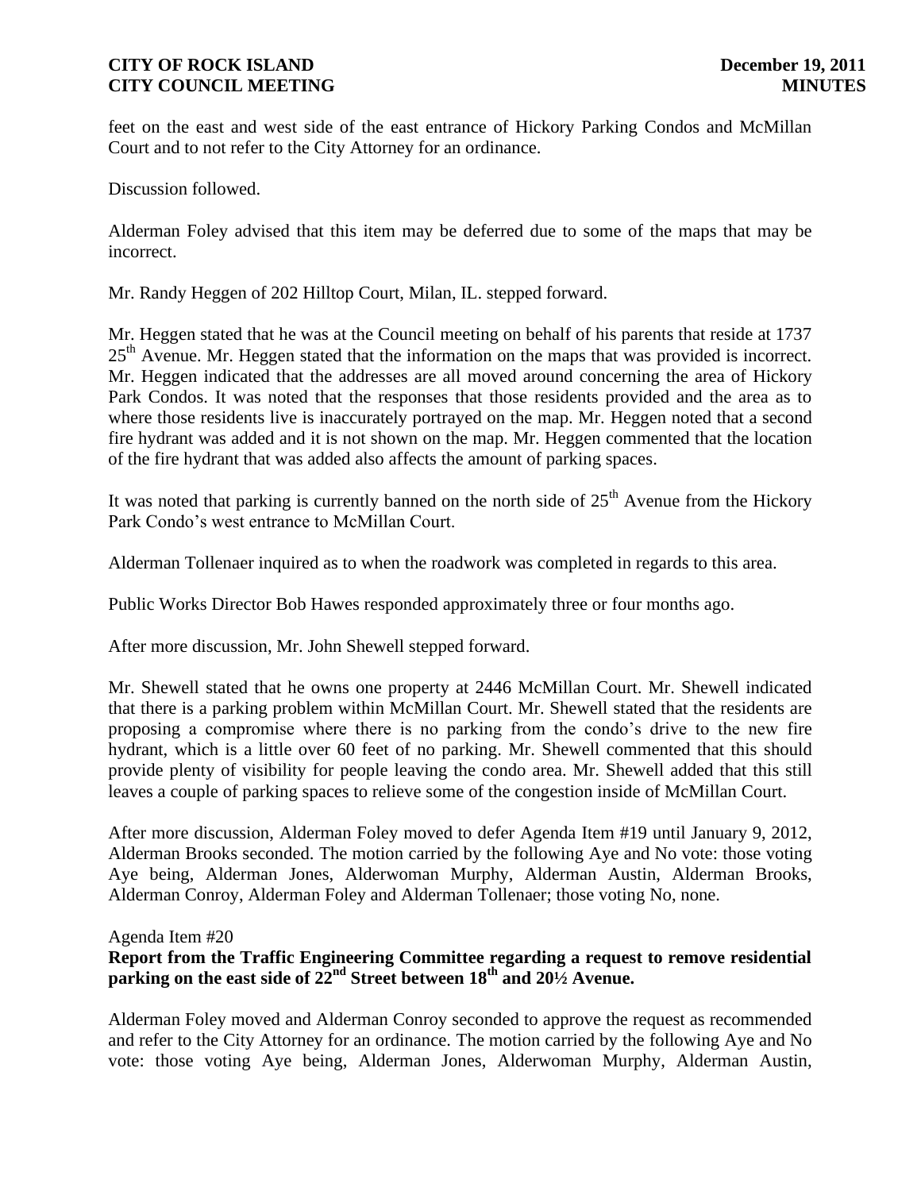feet on the east and west side of the east entrance of Hickory Parking Condos and McMillan Court and to not refer to the City Attorney for an ordinance.

Discussion followed.

Alderman Foley advised that this item may be deferred due to some of the maps that may be incorrect.

Mr. Randy Heggen of 202 Hilltop Court, Milan, IL. stepped forward.

Mr. Heggen stated that he was at the Council meeting on behalf of his parents that reside at 1737 25th Avenue. Mr. Heggen stated that the information on the maps that was provided is incorrect. Mr. Heggen indicated that the addresses are all moved around concerning the area of Hickory Park Condos. It was noted that the responses that those residents provided and the area as to where those residents live is inaccurately portrayed on the map. Mr. Heggen noted that a second fire hydrant was added and it is not shown on the map. Mr. Heggen commented that the location of the fire hydrant that was added also affects the amount of parking spaces.

It was noted that parking is currently banned on the north side of 25th Avenue from the Hickory Park Condo's west entrance to McMillan Court.

Alderman Tollenaer inquired as to when the roadwork was completed in regards to this area.

Public Works Director Bob Hawes responded approximately three or four months ago.

After more discussion, Mr. John Shewell stepped forward.

Mr. Shewell stated that he owns one property at 2446 McMillan Court. Mr. Shewell indicated that there is a parking problem within McMillan Court. Mr. Shewell stated that the residents are proposing a compromise where there is no parking from the condo's drive to the new fire hydrant, which is a little over 60 feet of no parking. Mr. Shewell commented that this should provide plenty of visibility for people leaving the condo area. Mr. Shewell added that this still leaves a couple of parking spaces to relieve some of the congestion inside of McMillan Court.

After more discussion, Alderman Foley moved to defer Agenda Item #19 until January 9, 2012, Alderman Brooks seconded. The motion carried by the following Aye and No vote: those voting Aye being, Alderman Jones, Alderwoman Murphy, Alderman Austin, Alderman Brooks, Alderman Conroy, Alderman Foley and Alderman Tollenaer; those voting No, none.

Agenda Item #20

**Report from the Traffic Engineering Committee regarding a request to remove residential parking on the east side of 22nd Street between 18th and 20½ Avenue.**

Alderman Foley moved and Alderman Conroy seconded to approve the request as recommended and refer to the City Attorney for an ordinance. The motion carried by the following Aye and No vote: those voting Aye being, Alderman Jones, Alderwoman Murphy, Alderman Austin,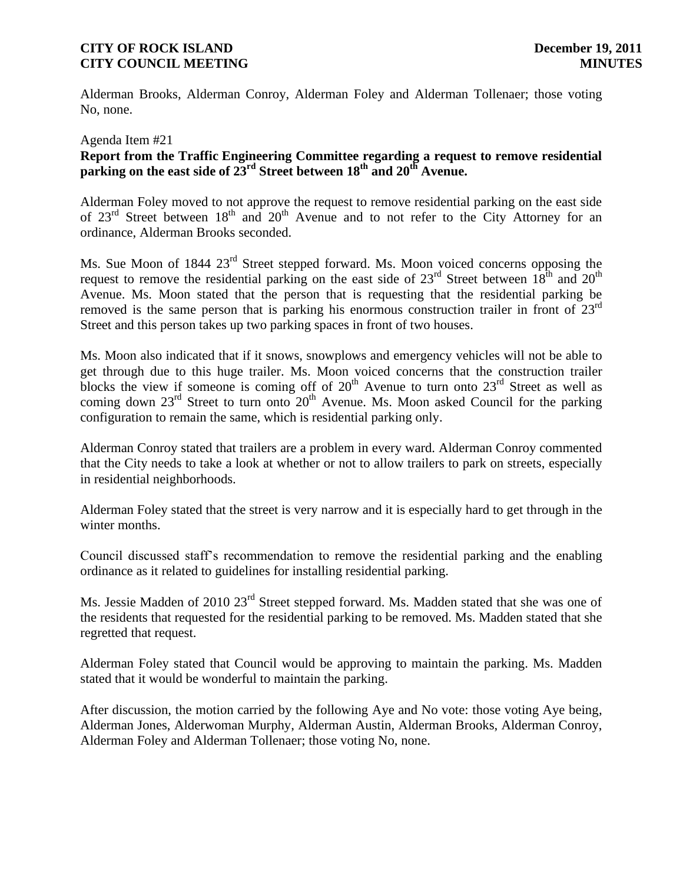Alderman Brooks, Alderman Conroy, Alderman Foley and Alderman Tollenaer; those voting No, none.

Agenda Item #21

**Report from the Traffic Engineering Committee regarding a request to remove residential parking on the east side of 23rd Street between 18th and 20th Avenue.**

Alderman Foley moved to not approve the request to remove residential parking on the east side of 23rd Street between 18th and 20th Avenue and to not refer to the City Attorney for an ordinance, Alderman Brooks seconded.

Ms. Sue Moon of 1844 23rd Street stepped forward. Ms. Moon voiced concerns opposing the request to remove the residential parking on the east side of 23rd Street between 18th and 20th Avenue. Ms. Moon stated that the person that is requesting that the residential parking be removed is the same person that is parking his enormous construction trailer in front of 23rd Street and this person takes up two parking spaces in front of two houses.

Ms. Moon also indicated that if it snows, snowplows and emergency vehicles will not be able to get through due to this huge trailer. Ms. Moon voiced concerns that the construction trailer blocks the view if someone is coming off of 20th Avenue to turn onto 23rd Street as well as coming down 23rd Street to turn onto 20th Avenue. Ms. Moon asked Council for the parking configuration to remain the same, which is residential parking only.

Alderman Conroy stated that trailers are a problem in every ward. Alderman Conroy commented that the City needs to take a look at whether or not to allow trailers to park on streets, especially in residential neighborhoods.

Alderman Foley stated that the street is very narrow and it is especially hard to get through in the winter months.

Council discussed staff's recommendation to remove the residential parking and the enabling ordinance as it related to guidelines for installing residential parking.

Ms. Jessie Madden of 2010 23rd Street stepped forward. Ms. Madden stated that she was one of the residents that requested for the residential parking to be removed. Ms. Madden stated that she regretted that request.

Alderman Foley stated that Council would be approving to maintain the parking. Ms. Madden stated that it would be wonderful to maintain the parking.

After discussion, the motion carried by the following Aye and No vote: those voting Aye being, Alderman Jones, Alderwoman Murphy, Alderman Austin, Alderman Brooks, Alderman Conroy, Alderman Foley and Alderman Tollenaer; those voting No, none.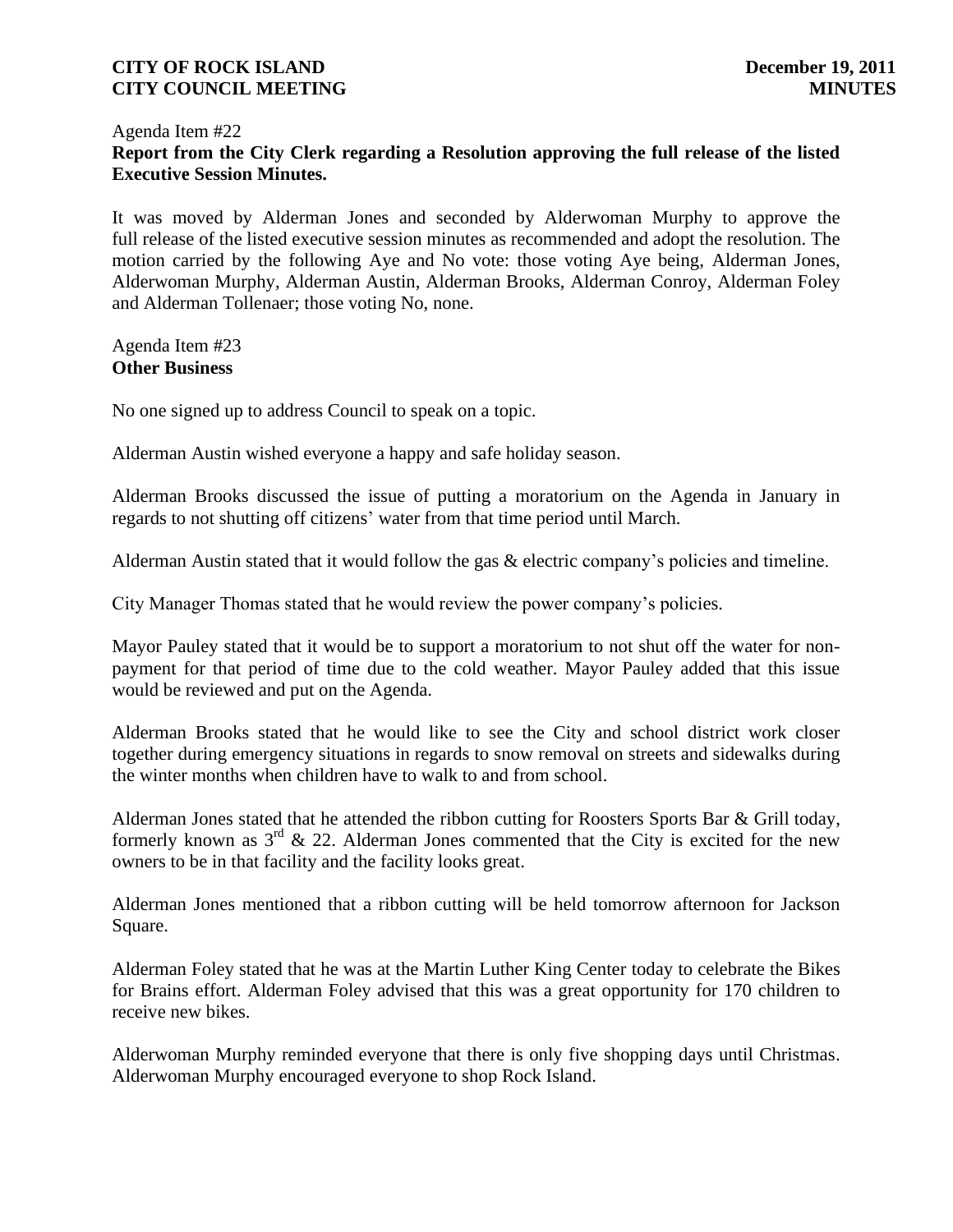Agenda Item #22

**Report from the City Clerk regarding a Resolution approving the full release of the listed Executive Session Minutes.**

It was moved by Alderman Jones and seconded by Alderwoman Murphy to approve the full release of the listed executive session minutes as recommended and adopt the resolution. The motion carried by the following Aye and No vote: those voting Aye being, Alderman Jones, Alderwoman Murphy, Alderman Austin, Alderman Brooks, Alderman Conroy, Alderman Foley and Alderman Tollenaer; those voting No, none.

Agenda Item #23

**Other Business**

No one signed up to address Council to speak on a topic.

Alderman Austin wished everyone a happy and safe holiday season.

Alderman Brooks discussed the issue of putting a moratorium on the Agenda in January in regards to not shutting off citizens' water from that time period until March.

Alderman Austin stated that it would follow the gas & electric company's policies and timeline.

City Manager Thomas stated that he would review the power company's policies.

Mayor Pauley stated that it would be to support a moratorium to not shut off the water for non-payment for that period of time due to the cold weather. Mayor Pauley added that this issue would be reviewed and put on the Agenda.

Alderman Brooks stated that he would like to see the City and school district work closer together during emergency situations in regards to snow removal on streets and sidewalks during the winter months when children have to walk to and from school.

Alderman Jones stated that he attended the ribbon cutting for Roosters Sports Bar & Grill today, formerly known as 3rd & 22. Alderman Jones commented that the City is excited for the new owners to be in that facility and the facility looks great.

Alderman Jones mentioned that a ribbon cutting will be held tomorrow afternoon for Jackson Square.

Alderman Foley stated that he was at the Martin Luther King Center today to celebrate the Bikes for Brains effort. Alderman Foley advised that this was a great opportunity for 170 children to receive new bikes.

Alderwoman Murphy reminded everyone that there is only five shopping days until Christmas. Alderwoman Murphy encouraged everyone to shop Rock Island.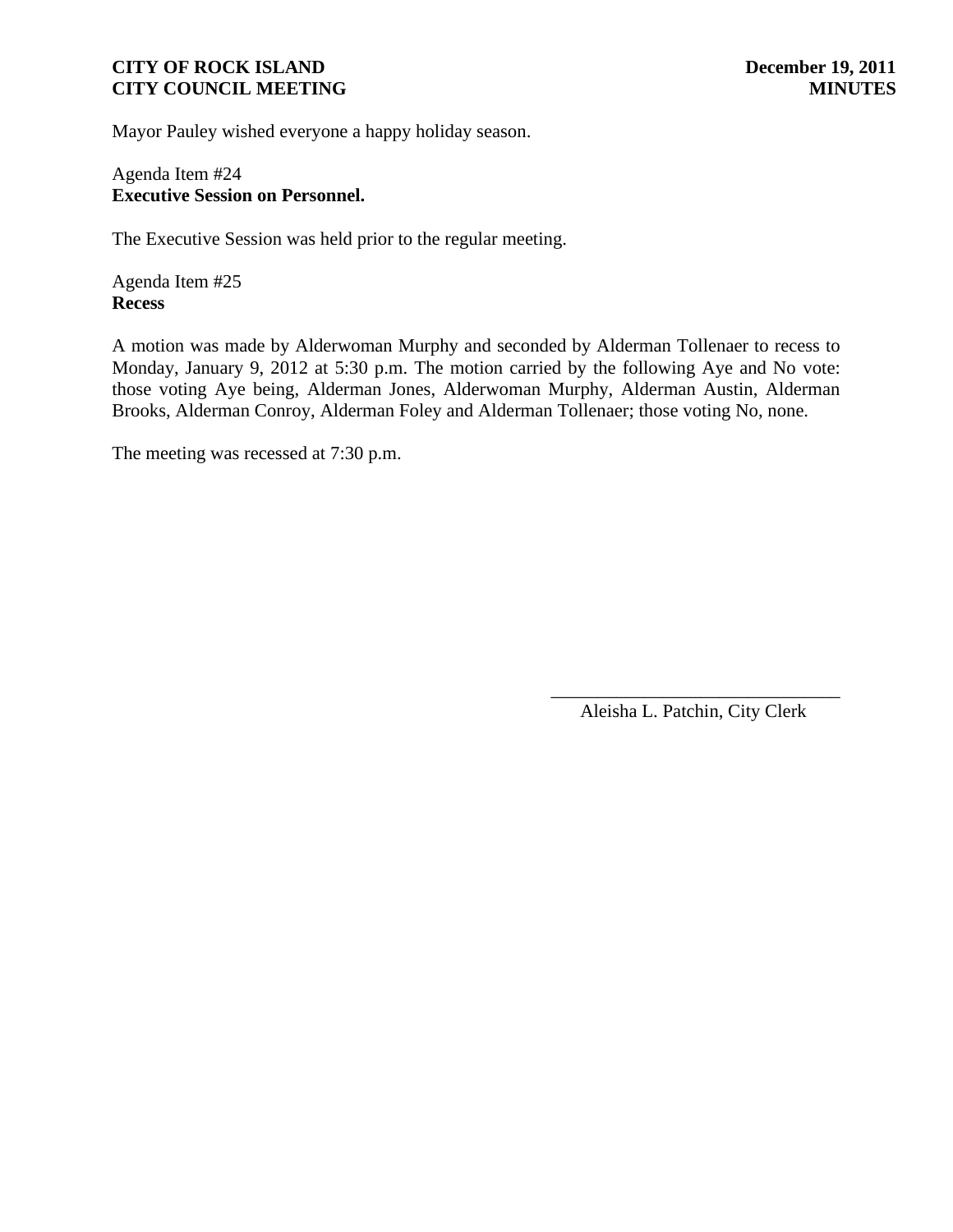Mayor Pauley wished everyone a happy holiday season.

Agenda Item #24
**Executive Session on Personnel.**

The Executive Session was held prior to the regular meeting.

Agenda Item #25
**Recess**

A motion was made by Alderwoman Murphy and seconded by Alderman Tollenaer to recess to Monday, January 9, 2012 at 5:30 p.m. The motion carried by the following Aye and No vote: those voting Aye being, Alderman Jones, Alderwoman Murphy, Alderman Austin, Alderman Brooks, Alderman Conroy, Alderman Foley and Alderman Tollenaer; those voting No, none.

The meeting was recessed at 7:30 p.m.

\_\_\_\_\_\_\_\_\_\_\_\_\_\_\_\_\_\_\_\_\_\_\_\_\_\_\_\_\_\_\_\_\_\_
Aleisha L. Patchin, City Clerk